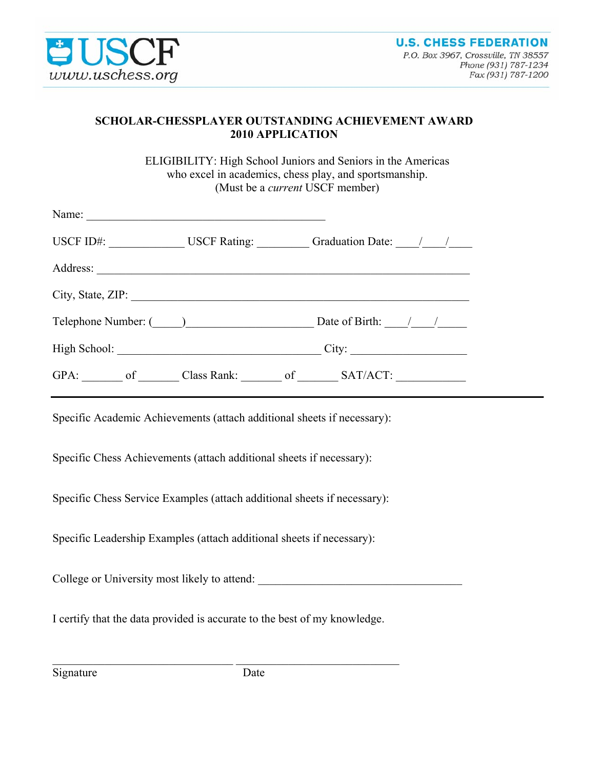USCF
www.uschess.org

**U.S. CHESS FEDERATION**
*P.O. Box 3967, Crossville, TN 38557*
*Phone (931) 787-1234*
*Fax (931) 787-1200*

**SCHOLAR-CHESSPLAYER OUTSTANDING ACHIEVEMENT AWARD**
**2010 APPLICATION**

ELIGIBILITY: High School Juniors and Seniors in the Americas who excel in academics, chess play, and sportsmanship. (Must be a *current* USCF member)

Name: ________________________________________

USCF ID#: ____________ USCF Rating: _________ Graduation Date: ____/____/____

Address: ______________________________________________________________

City, State, ZIP: _________________________________________________________

Telephone Number: (_____)____________________ Date of Birth: ____/____/_____

High School: __________________________________ City: ___________________

GPA: _______ of _______ Class Rank: _______ of _______ SAT/ACT: ___________

---

Specific Academic Achievements (attach additional sheets if necessary):

Specific Chess Achievements (attach additional sheets if necessary):

Specific Chess Service Examples (attach additional sheets if necessary):

Specific Leadership Examples (attach additional sheets if necessary):

College or University most likely to attend: ___________________________________

I certify that the data provided is accurate to the best of my knowledge.

______________________________ ____________________________
Signature Date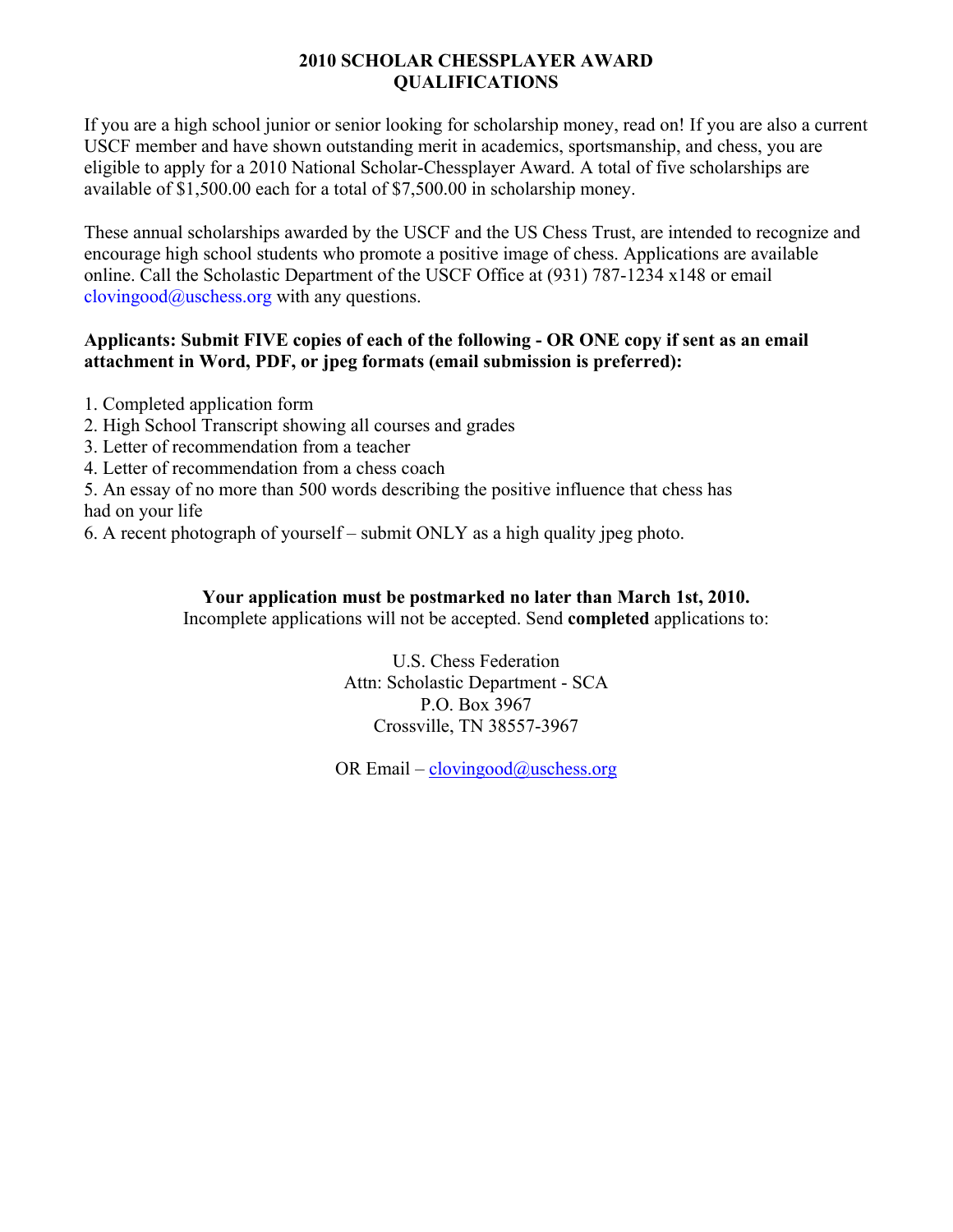# 2010 SCHOLAR CHESSPLAYER AWARD
# QUALIFICATIONS

If you are a high school junior or senior looking for scholarship money, read on! If you are also a current USCF member and have shown outstanding merit in academics, sportsmanship, and chess, you are eligible to apply for a 2010 National Scholar-Chessplayer Award. A total of five scholarships are available of $1,500.00 each for a total of $7,500.00 in scholarship money.

These annual scholarships awarded by the USCF and the US Chess Trust, are intended to recognize and encourage high school students who promote a positive image of chess. Applications are available online. Call the Scholastic Department of the USCF Office at (931) 787-1234 x148 or email clovingood@uschess.org with any questions.

**Applicants: Submit FIVE copies of each of the following - OR ONE copy if sent as an email attachment in Word, PDF, or jpeg formats (email submission is preferred):**

1. Completed application form
2. High School Transcript showing all courses and grades
3. Letter of recommendation from a teacher
4. Letter of recommendation from a chess coach
5. An essay of no more than 500 words describing the positive influence that chess has had on your life
6. A recent photograph of yourself – submit ONLY as a high quality jpeg photo.

**Your application must be postmarked no later than March 1st, 2010.**
Incomplete applications will not be accepted. Send **completed** applications to:

U.S. Chess Federation
Attn: Scholastic Department - SCA
P.O. Box 3967
Crossville, TN 38557-3967

OR Email – clovingood@uschess.org